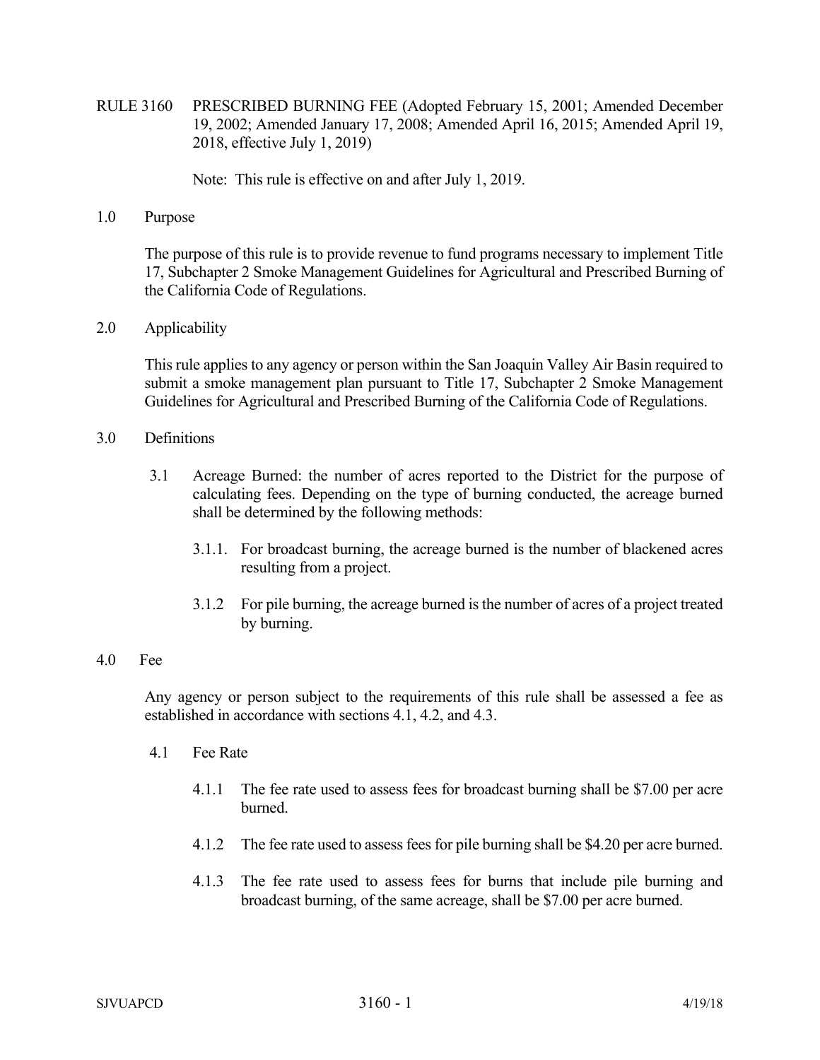# RULE 3160 PRESCRIBED BURNING FEE (Adopted February 15, 2001; Amended December 19, 2002; Amended January 17, 2008; Amended April 16, 2015; Amended April 19, 2018, effective July 1, 2019)

Note: This rule is effective on and after July 1, 2019.

## 1.0 Purpose

The purpose of this rule is to provide revenue to fund programs necessary to implement Title 17, Subchapter 2 Smoke Management Guidelines for Agricultural and Prescribed Burning of the California Code of Regulations.

## 2.0 Applicability

This rule applies to any agency or person within the San Joaquin Valley Air Basin required to submit a smoke management plan pursuant to Title 17, Subchapter 2 Smoke Management Guidelines for Agricultural and Prescribed Burning of the California Code of Regulations.

## 3.0 Definitions

3.1 Acreage Burned: the number of acres reported to the District for the purpose of calculating fees. Depending on the type of burning conducted, the acreage burned shall be determined by the following methods:

3.1.1. For broadcast burning, the acreage burned is the number of blackened acres resulting from a project.

3.1.2 For pile burning, the acreage burned is the number of acres of a project treated by burning.

## 4.0 Fee

Any agency or person subject to the requirements of this rule shall be assessed a fee as established in accordance with sections 4.1, 4.2, and 4.3.

### 4.1 Fee Rate

4.1.1 The fee rate used to assess fees for broadcast burning shall be $7.00 per acre burned.

4.1.2 The fee rate used to assess fees for pile burning shall be $4.20 per acre burned.

4.1.3 The fee rate used to assess fees for burns that include pile burning and broadcast burning, of the same acreage, shall be $7.00 per acre burned.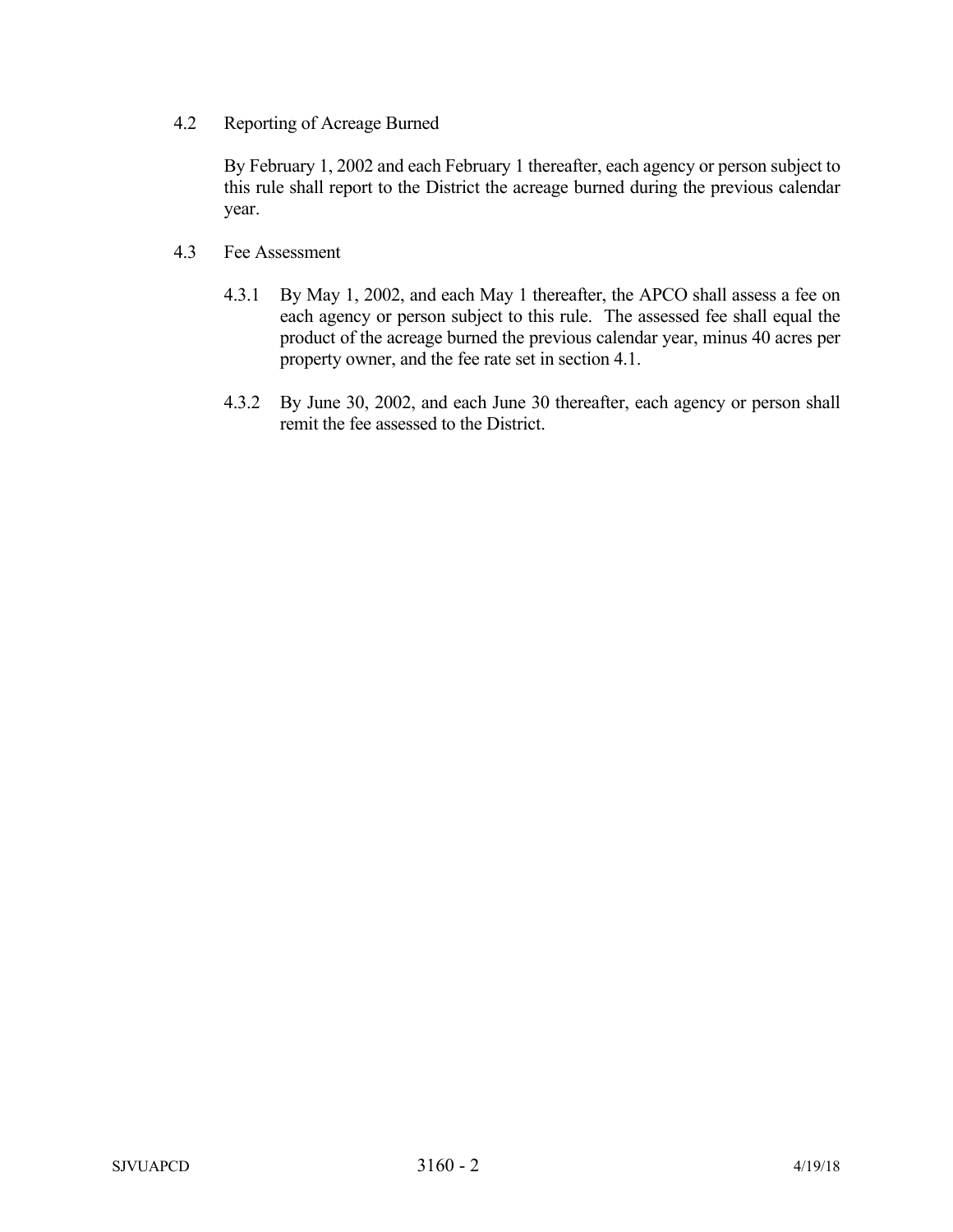### 4.2 Reporting of Acreage Burned

By February 1, 2002 and each February 1 thereafter, each agency or person subject to this rule shall report to the District the acreage burned during the previous calendar year.

### 4.3 Fee Assessment

4.3.1 By May 1, 2002, and each May 1 thereafter, the APCO shall assess a fee on each agency or person subject to this rule. The assessed fee shall equal the product of the acreage burned the previous calendar year, minus 40 acres per property owner, and the fee rate set in section 4.1.

4.3.2 By June 30, 2002, and each June 30 thereafter, each agency or person shall remit the fee assessed to the District.